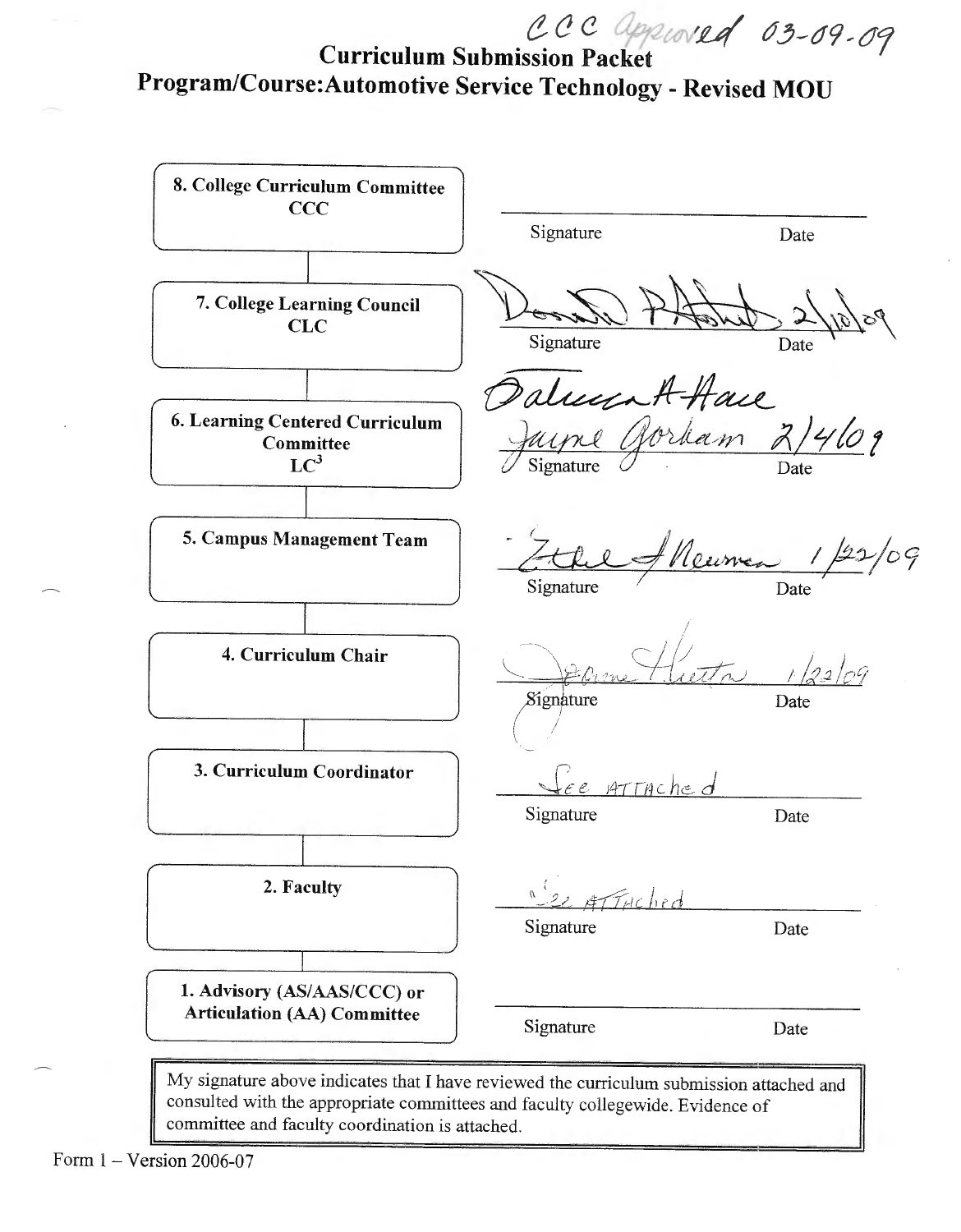CCC Approved 03-09-09

# Curriculum Submission Packet

## Program/Course: Automotive Service Technology - Revised MOU

| | | |
|---|---|---|
| **8. College Curriculum Committee CCC** | Signature | Date |
| **7. College Learning Council CLC** | Signature: Donald R. Abbott | Date: 2/10/09 |
| **6. Learning Centered Curriculum Committee $LC^3$** | Signature: Patricia A. Hace / Jaime Gorham | Date: 2/4/09 |
| **5. Campus Management Team** | Signature: Ethel J. Newman | Date: 1/22/09 |
| **4. Curriculum Chair** | Signature: Jeanne Hutton | Date: 1/22/09 |
| **3. Curriculum Coordinator** | Signature: See ATTAched | Date |
| **2. Faculty** | Signature: See ATTAched | Date |
| **1. Advisory (AS/AAS/CCC) or Articulation (AA) Committee** | Signature | Date |

My signature above indicates that I have reviewed the curriculum submission attached and consulted with the appropriate committees and faculty collegewide. Evidence of committee and faculty coordination is attached.

Form 1 – Version 2006-07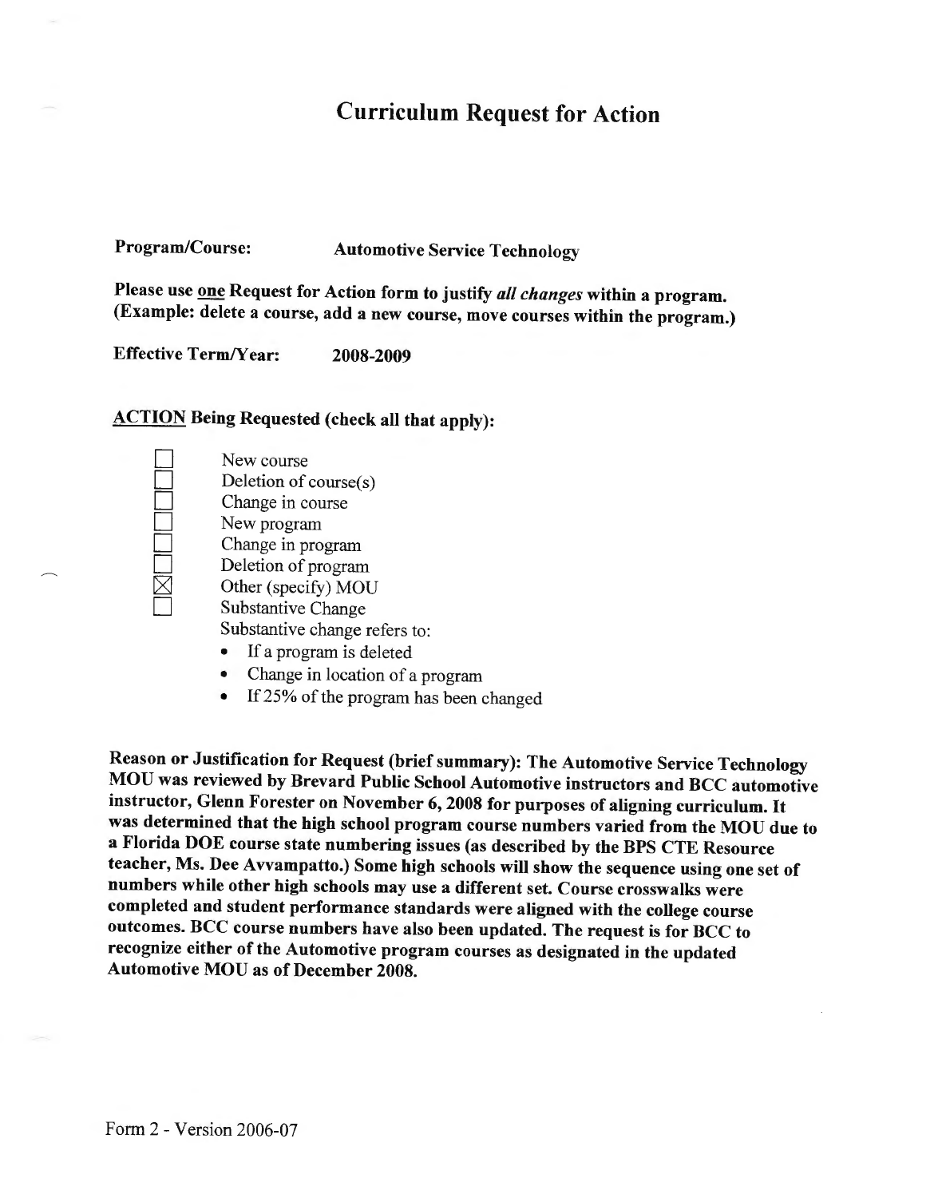# Curriculum Request for Action

**Program/Course:** **Automotive Service Technology**

**Please use one Request for Action form to justify *all changes* within a program. (Example: delete a course, add a new course, move courses within the program.)**

**Effective Term/Year:** **2008-2009**

**ACTION Being Requested (check all that apply):**

- ☐ New course
- ☐ Deletion of course(s)
- ☐ Change in course
- ☐ New program
- ☐ Change in program
- ☐ Deletion of program
- ☒ Other (specify) MOU
- ☐ Substantive Change

  Substantive change refers to:
  - If a program is deleted
  - Change in location of a program
  - If 25% of the program has been changed

**Reason or Justification for Request (brief summary): The Automotive Service Technology MOU was reviewed by Brevard Public School Automotive instructors and BCC automotive instructor, Glenn Forester on November 6, 2008 for purposes of aligning curriculum. It was determined that the high school program course numbers varied from the MOU due to a Florida DOE course state numbering issues (as described by the BPS CTE Resource teacher, Ms. Dee Avvampatto.) Some high schools will show the sequence using one set of numbers while other high schools may use a different set. Course crosswalks were completed and student performance standards were aligned with the college course outcomes. BCC course numbers have also been updated. The request is for BCC to recognize either of the Automotive program courses as designated in the updated Automotive MOU as of December 2008.**

Form 2 - Version 2006-07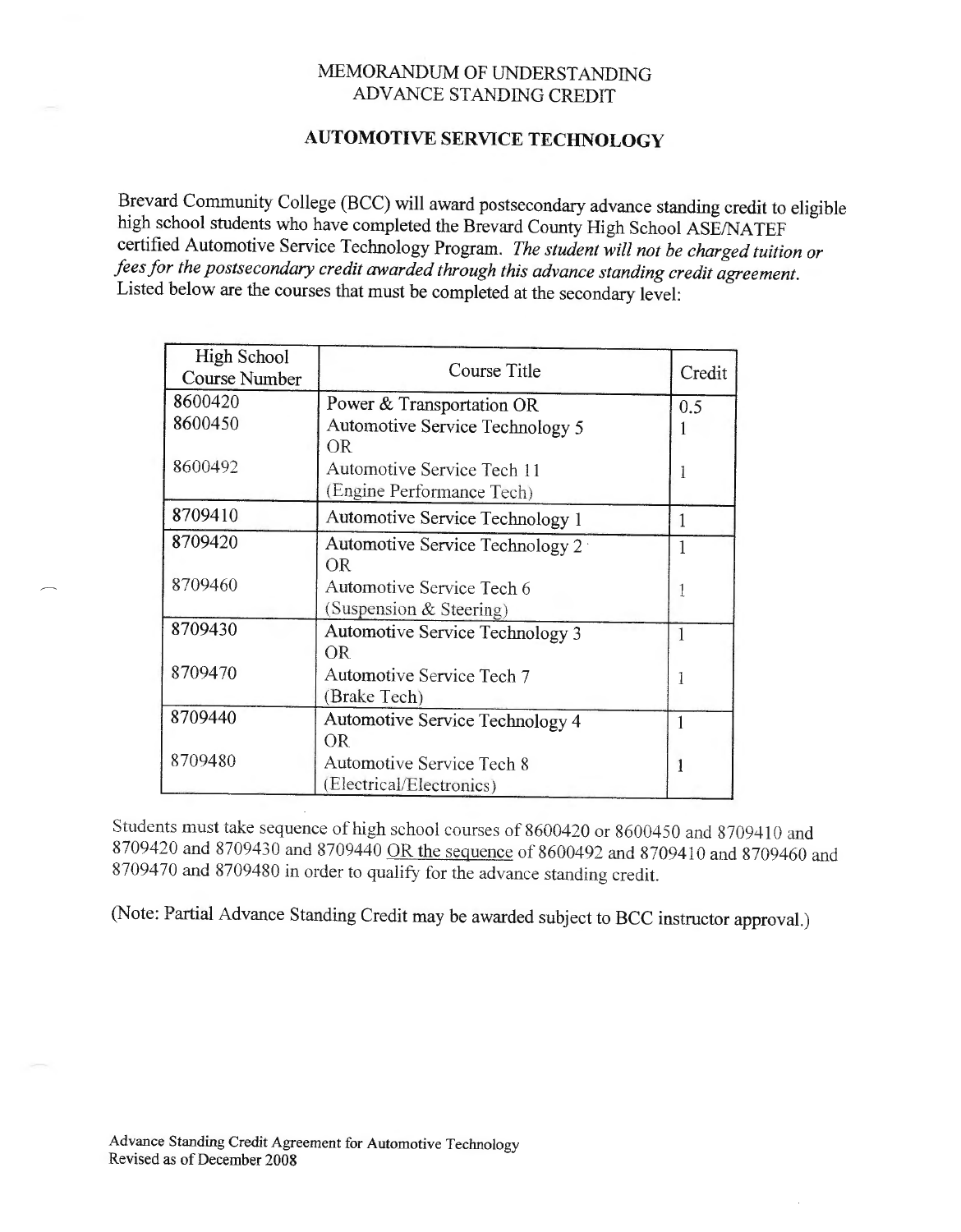MEMORANDUM OF UNDERSTANDING
ADVANCE STANDING CREDIT

## AUTOMOTIVE SERVICE TECHNOLOGY

Brevard Community College (BCC) will award postsecondary advance standing credit to eligible high school students who have completed the Brevard County High School ASE/NATEF certified Automotive Service Technology Program. *The student will not be charged tuition or fees for the postsecondary credit awarded through this advance standing credit agreement.* Listed below are the courses that must be completed at the secondary level:

| High School Course Number | Course Title | Credit |
|---|---|---|
| 8600420<br>8600450<br><br>8600492 | Power & Transportation OR<br>Automotive Service Technology 5<br>OR<br>Automotive Service Tech 11<br>(Engine Performance Tech) | 0.5<br>1<br><br>1 |
| 8709410 | Automotive Service Technology 1 | 1 |
| 8709420<br><br>8709460 | Automotive Service Technology 2<br>OR<br>Automotive Service Tech 6<br>(Suspension & Steering) | 1<br><br>1 |
| 8709430<br><br>8709470 | Automotive Service Technology 3<br>OR<br>Automotive Service Tech 7<br>(Brake Tech) | 1<br><br>1 |
| 8709440<br><br>8709480 | Automotive Service Technology 4<br>OR<br>Automotive Service Tech 8<br>(Electrical/Electronics) | 1<br><br>1 |

Students must take sequence of high school courses of 8600420 or 8600450 and 8709410 and 8709420 and 8709430 and 8709440 OR the sequence of 8600492 and 8709410 and 8709460 and 8709470 and 8709480 in order to qualify for the advance standing credit.

(Note: Partial Advance Standing Credit may be awarded subject to BCC instructor approval.)

Advance Standing Credit Agreement for Automotive Technology
Revised as of December 2008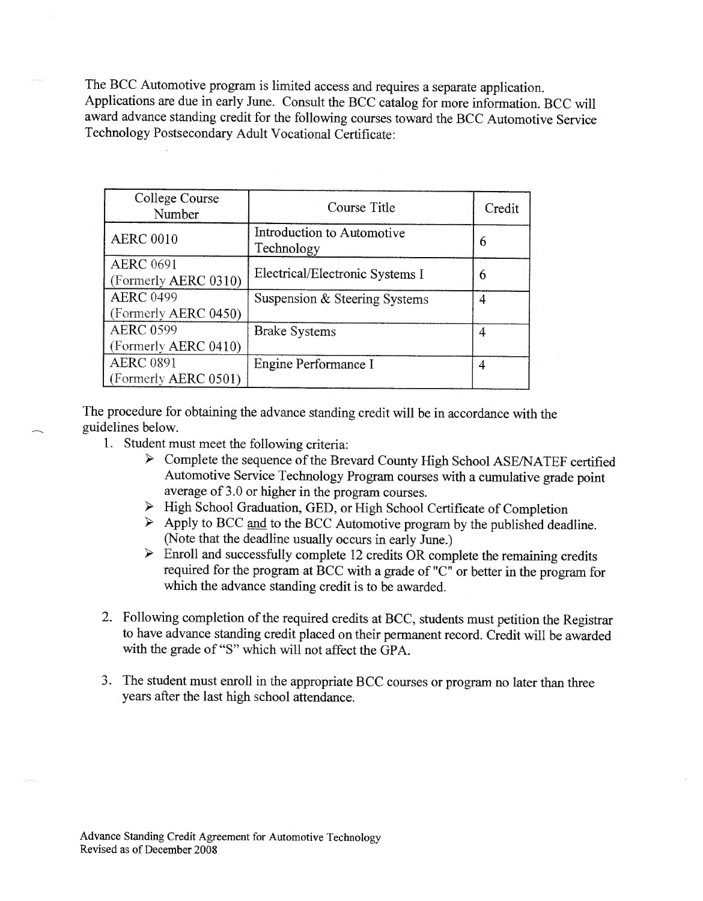The BCC Automotive program is limited access and requires a separate application. Applications are due in early June. Consult the BCC catalog for more information. BCC will award advance standing credit for the following courses toward the BCC Automotive Service Technology Postsecondary Adult Vocational Certificate:

| College Course Number | Course Title | Credit |
|---|---|---|
| AERC 0010 | Introduction to Automotive Technology | 6 |
| AERC 0691 (Formerly AERC 0310) | Electrical/Electronic Systems I | 6 |
| AERC 0499 (Formerly AERC 0450) | Suspension & Steering Systems | 4 |
| AERC 0599 (Formerly AERC 0410) | Brake Systems | 4 |
| AERC 0891 (Formerly AERC 0501) | Engine Performance I | 4 |

The procedure for obtaining the advance standing credit will be in accordance with the guidelines below.

1. Student must meet the following criteria:
   - Complete the sequence of the Brevard County High School ASE/NATEF certified Automotive Service Technology Program courses with a cumulative grade point average of 3.0 or higher in the program courses.
   - High School Graduation, GED, or High School Certificate of Completion
   - Apply to BCC and to the BCC Automotive program by the published deadline. (Note that the deadline usually occurs in early June.)
   - Enroll and successfully complete 12 credits OR complete the remaining credits required for the program at BCC with a grade of "C" or better in the program for which the advance standing credit is to be awarded.

2. Following completion of the required credits at BCC, students must petition the Registrar to have advance standing credit placed on their permanent record. Credit will be awarded with the grade of "S" which will not affect the GPA.

3. The student must enroll in the appropriate BCC courses or program no later than three years after the last high school attendance.

Advance Standing Credit Agreement for Automotive Technology
Revised as of December 2008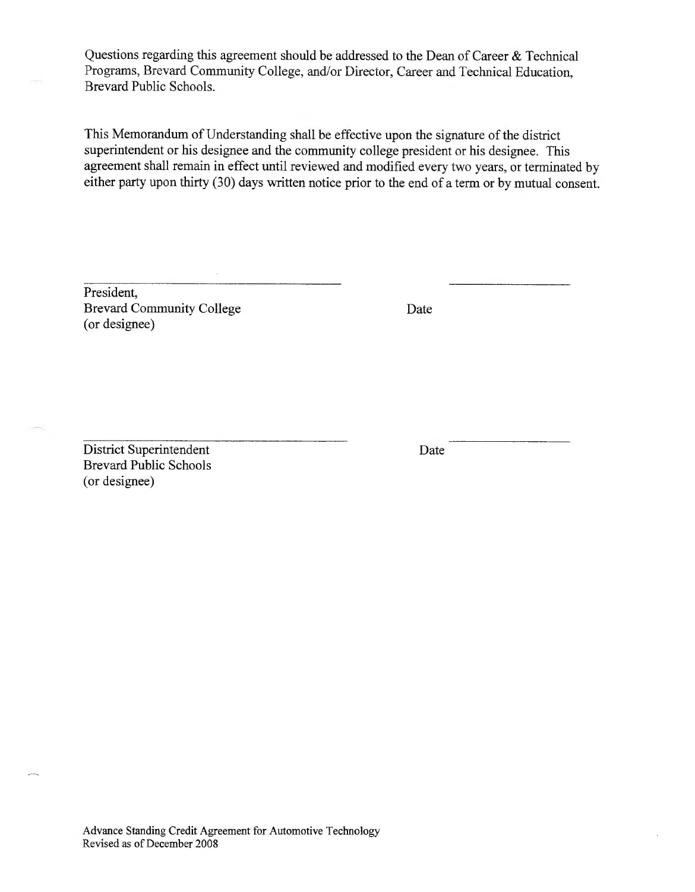Questions regarding this agreement should be addressed to the Dean of Career & Technical Programs, Brevard Community College, and/or Director, Career and Technical Education, Brevard Public Schools.

This Memorandum of Understanding shall be effective upon the signature of the district superintendent or his designee and the community college president or his designee. This agreement shall remain in effect until reviewed and modified every two years, or terminated by either party upon thirty (30) days written notice prior to the end of a term or by mutual consent.

\_\_\_\_\_\_\_\_\_\_\_\_\_\_\_\_\_\_\_\_\_\_\_\_\_\_\_\_\_\_\_\_\_\_\_\_\_\_\_\_ \_\_\_\_\_\_\_\_\_\_\_\_\_\_\_\_\_\_\_\_

President,
Brevard Community College
(or designee)

Date

\_\_\_\_\_\_\_\_\_\_\_\_\_\_\_\_\_\_\_\_\_\_\_\_\_\_\_\_\_\_\_\_\_\_\_\_\_\_\_\_ \_\_\_\_\_\_\_\_\_\_\_\_\_\_\_\_\_\_\_\_

District Superintendent
Brevard Public Schools
(or designee)

Date

Advance Standing Credit Agreement for Automotive Technology
Revised as of December 2008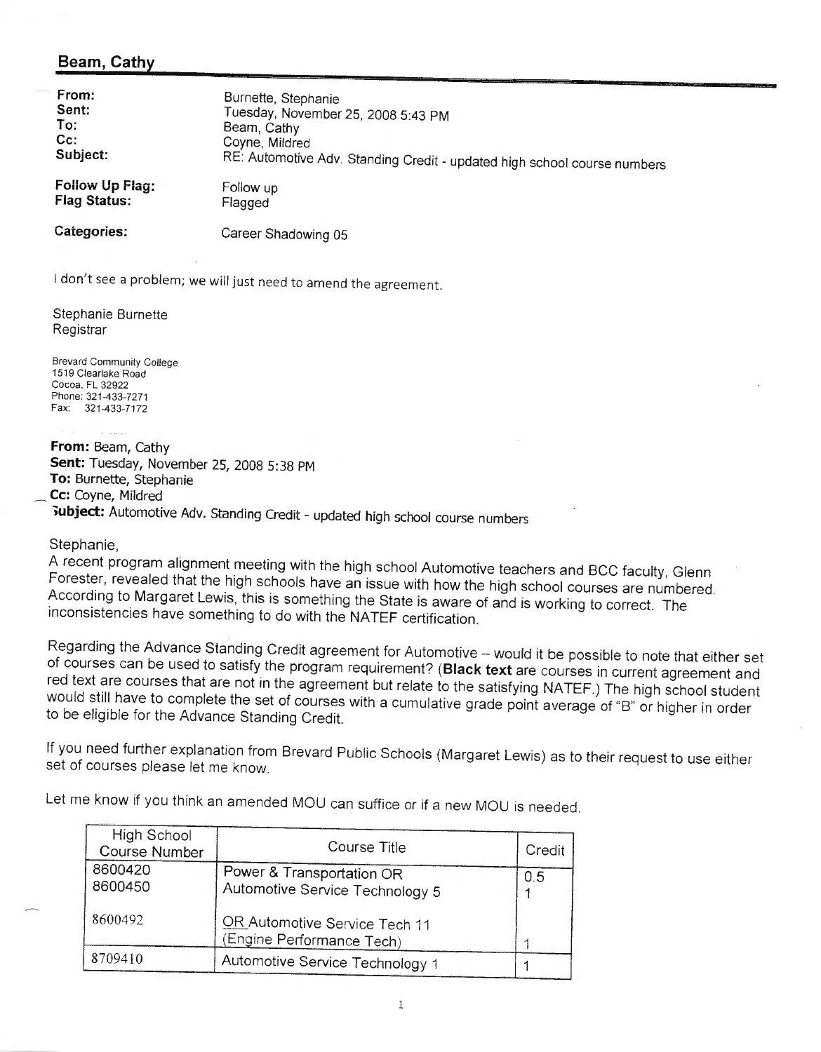## Beam, Cathy

**From:** Burnette, Stephanie
**Sent:** Tuesday, November 25, 2008 5:43 PM
**To:** Beam, Cathy
**Cc:** Coyne, Mildred
**Subject:** RE: Automotive Adv. Standing Credit - updated high school course numbers

**Follow Up Flag:** Follow up
**Flag Status:** Flagged

**Categories:** Career Shadowing 05

I don't see a problem; we will just need to amend the agreement.

Stephanie Burnette
Registrar

Brevard Community College
1519 Clearlake Road
Cocoa, FL 32922
Phone: 321-433-7271
Fax: 321-433-7172

**From:** Beam, Cathy
**Sent:** Tuesday, November 25, 2008 5:38 PM
**To:** Burnette, Stephanie
**Cc:** Coyne, Mildred
**Subject:** Automotive Adv. Standing Credit - updated high school course numbers

Stephanie,

A recent program alignment meeting with the high school Automotive teachers and BCC faculty, Glenn Forester, revealed that the high schools have an issue with how the high school courses are numbered. According to Margaret Lewis, this is something the State is aware of and is working to correct. The inconsistencies have something to do with the NATEF certification.

Regarding the Advance Standing Credit agreement for Automotive – would it be possible to note that either set of courses can be used to satisfy the program requirement? (**Black text** are courses in current agreement and red text are courses that are not in the agreement but relate to the satisfying NATEF.) The high school student would still have to complete the set of courses with a cumulative grade point average of "B" or higher in order to be eligible for the Advance Standing Credit.

If you need further explanation from Brevard Public Schools (Margaret Lewis) as to their request to use either set of courses please let me know.

Let me know if you think an amended MOU can suffice or if a new MOU is needed.

| High School Course Number | Course Title | Credit |
|---|---|---|
| 8600420<br>8600450<br><br>8600492 | Power & Transportation OR<br>Automotive Service Technology 5<br><br>OR Automotive Service Tech 11 (Engine Performance Tech) | 0.5<br>1<br><br>1 |
| 8709410 | Automotive Service Technology 1 | 1 |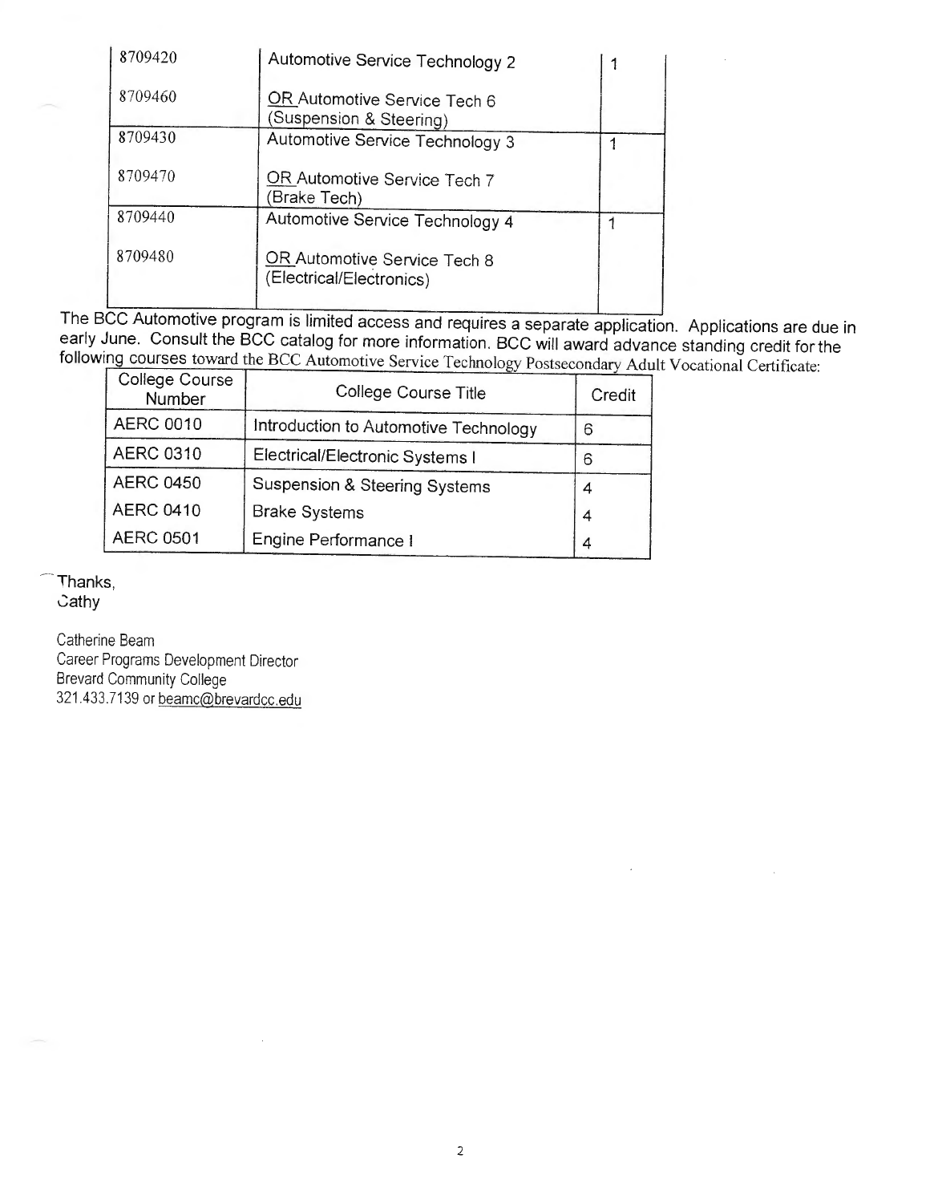| | | |
|---|---|---|
| 8709420<br><br>8709460 | Automotive Service Technology 2<br><br><u>OR</u> Automotive Service Tech 6 (Suspension & Steering) | 1 |
| 8709430<br><br>8709470 | Automotive Service Technology 3<br><br><u>OR</u> Automotive Service Tech 7 (Brake Tech) | 1 |
| 8709440<br><br>8709480 | Automotive Service Technology 4<br><br><u>OR</u> Automotive Service Tech 8 (Electrical/Electronics) | 1 |

The BCC Automotive program is limited access and requires a separate application. Applications are due in early June. Consult the BCC catalog for more information. BCC will award advance standing credit for the following courses toward the BCC Automotive Service Technology Postsecondary Adult Vocational Certificate:

| College Course Number | College Course Title | Credit |
|---|---|---|
| AERC 0010 | Introduction to Automotive Technology | 6 |
| AERC 0310 | Electrical/Electronic Systems I | 6 |
| AERC 0450 | Suspension & Steering Systems | 4 |
| AERC 0410 | Brake Systems | 4 |
| AERC 0501 | Engine Performance I | 4 |

Thanks,
Cathy

Catherine Beam
Career Programs Development Director
Brevard Community College
321.433.7139 or beamc@brevardcc.edu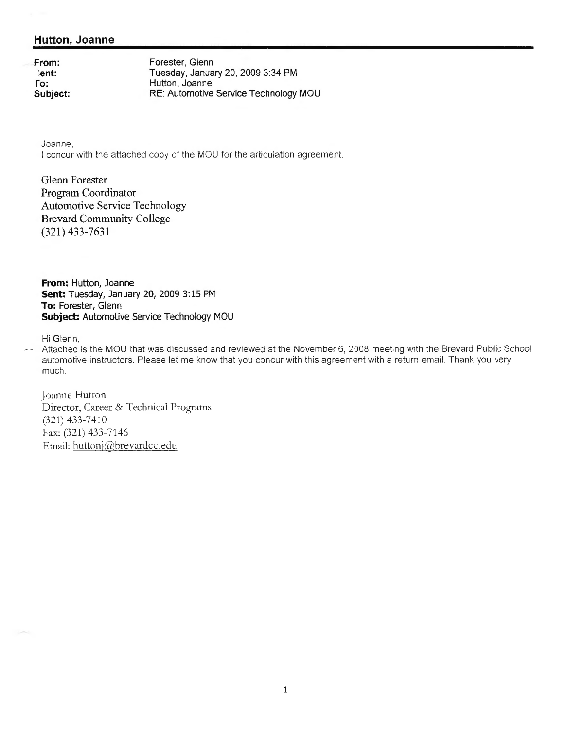**Hutton, Joanne**

**From:** Forester, Glenn
**Sent:** Tuesday, January 20, 2009 3:34 PM
**To:** Hutton, Joanne
**Subject:** RE: Automotive Service Technology MOU

Joanne,
I concur with the attached copy of the MOU for the articulation agreement.

Glenn Forester
Program Coordinator
Automotive Service Technology
Brevard Community College
(321) 433-7631

**From:** Hutton, Joanne
**Sent:** Tuesday, January 20, 2009 3:15 PM
**To:** Forester, Glenn
**Subject:** Automotive Service Technology MOU

Hi Glenn,
Attached is the MOU that was discussed and reviewed at the November 6, 2008 meeting with the Brevard Public School automotive instructors. Please let me know that you concur with this agreement with a return email. Thank you very much.

Joanne Hutton
Director, Career & Technical Programs
(321) 433-7410
Fax: (321) 433-7146
Email: huttonj@brevardcc.edu